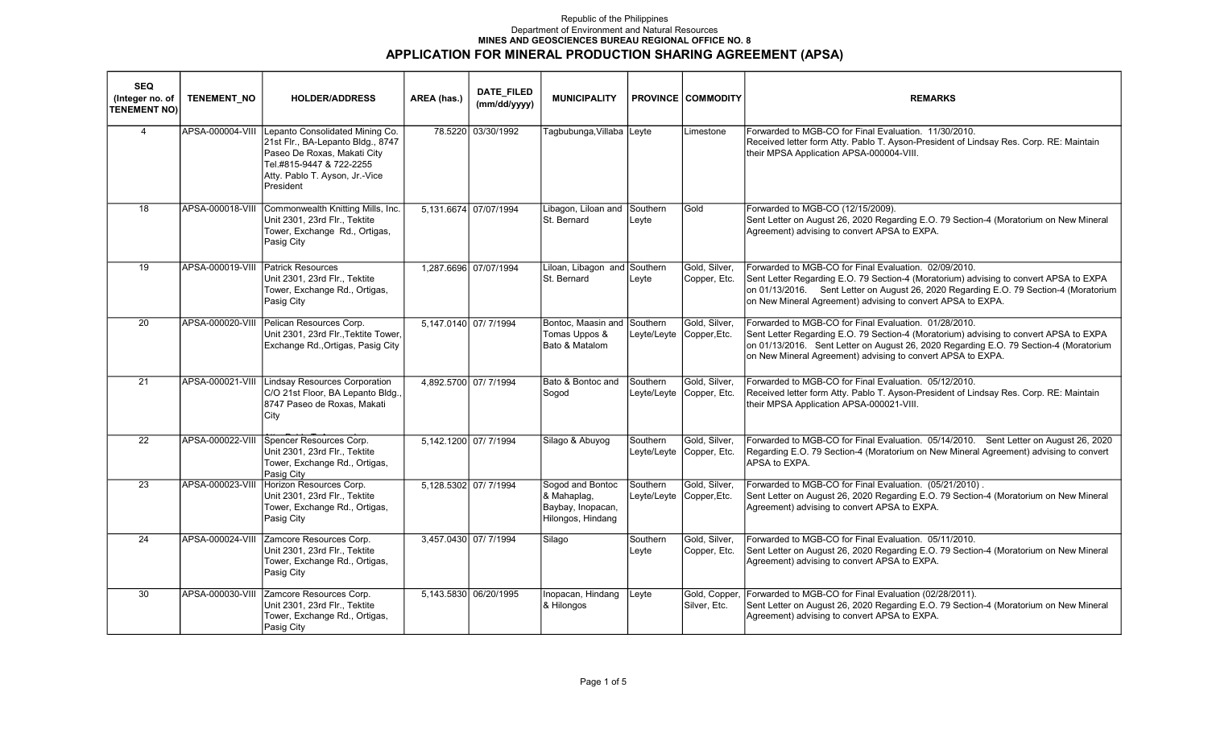Republic of the Philippines
Department of Environment and Natural Resources
**MINES AND GEOSCIENCES BUREAU REGIONAL OFFICE NO. 8**

# APPLICATION FOR MINERAL PRODUCTION SHARING AGREEMENT (APSA)

| SEQ (Integer no. of TENEMENT NO) | TENEMENT_NO | HOLDER/ADDRESS | AREA (has.) | DATE_FILED (mm/dd/yyyy) | MUNICIPALITY | PROVINCE | COMMODITY | REMARKS |
|---|---|---|---|---|---|---|---|---|
| 4 | APSA-000004-VIII | Lepanto Consolidated Mining Co. 21st Flr., BA-Lepanto Bldg., 8747 Paseo De Roxas, Makati City Tel.#815-9447 & 722-2255 Atty. Pablo T. Ayson, Jr.-Vice President | 78.5220 | 03/30/1992 | Tagbubunga,Villaba | Leyte | Limestone | Forwarded to MGB-CO for Final Evaluation. 11/30/2010. Received letter form Atty. Pablo T. Ayson-President of Lindsay Res. Corp. RE: Maintain their MPSA Application APSA-000004-VIII. |
| 18 | APSA-000018-VIII | Commonwealth Knitting Mills, Inc. Unit 2301, 23rd Flr., Tektite Tower, Exchange Rd., Ortigas, Pasig City | 5,131.6674 | 07/07/1994 | Libagon, Liloan and St. Bernard | Southern Leyte | Gold | Forwarded to MGB-CO (12/15/2009). Sent Letter on August 26, 2020 Regarding E.O. 79 Section-4 (Moratorium on New Mineral Agreement) advising to convert APSA to EXPA. |
| 19 | APSA-000019-VIII | Patrick Resources Unit 2301, 23rd Flr., Tektite Tower, Exchange Rd., Ortigas, Pasig City | 1,287.6696 | 07/07/1994 | Liloan, Libagon and St. Bernard | Southern Leyte | Gold, Silver, Copper, Etc. | Forwarded to MGB-CO for Final Evaluation. 02/09/2010. Sent Letter Regarding E.O. 79 Section-4 (Moratorium) advising to convert APSA to EXPA on 01/13/2016. Sent Letter on August 26, 2020 Regarding E.O. 79 Section-4 (Moratorium on New Mineral Agreement) advising to convert APSA to EXPA. |
| 20 | APSA-000020-VIII | Pelican Resources Corp. Unit 2301, 23rd Flr.,Tektite Tower, Exchange Rd.,Ortigas, Pasig City | 5,147.0140 | 07/ 7/1994 | Bontoc, Maasin and Tomas Uppos & Bato & Matalom | Southern Leyte/Leyte | Gold, Silver, Copper,Etc. | Forwarded to MGB-CO for Final Evaluation. 01/28/2010. Sent Letter Regarding E.O. 79 Section-4 (Moratorium) advising to convert APSA to EXPA on 01/13/2016. Sent Letter on August 26, 2020 Regarding E.O. 79 Section-4 (Moratorium on New Mineral Agreement) advising to convert APSA to EXPA. |
| 21 | APSA-000021-VIII | Lindsay Resources Corporation C/O 21st Floor, BA Lepanto Bldg., 8747 Paseo de Roxas, Makati City | 4,892.5700 | 07/ 7/1994 | Bato & Bontoc and Sogod | Southern Leyte/Leyte | Gold, Silver, Copper, Etc. | Forwarded to MGB-CO for Final Evaluation. 05/12/2010. Received letter form Atty. Pablo T. Ayson-President of Lindsay Res. Corp. RE: Maintain their MPSA Application APSA-000021-VIII. |
| 22 | APSA-000022-VIII | Spencer Resources Corp. Unit 2301, 23rd Flr., Tektite Tower, Exchange Rd., Ortigas, Pasig City | 5,142.1200 | 07/ 7/1994 | Silago & Abuyog | Southern Leyte/Leyte | Gold, Silver, Copper, Etc. | Forwarded to MGB-CO for Final Evaluation. 05/14/2010. Sent Letter on August 26, 2020 Regarding E.O. 79 Section-4 (Moratorium on New Mineral Agreement) advising to convert APSA to EXPA. |
| 23 | APSA-000023-VIII | Horizon Resources Corp. Unit 2301, 23rd Flr., Tektite Tower, Exchange Rd., Ortigas, Pasig City | 5,128.5302 | 07/ 7/1994 | Sogod and Bontoc & Mahaplag, Baybay, Inopacan, Hilongos, Hindang | Southern Leyte/Leyte | Gold, Silver, Copper,Etc. | Forwarded to MGB-CO for Final Evaluation. (05/21/2010) . Sent Letter on August 26, 2020 Regarding E.O. 79 Section-4 (Moratorium on New Mineral Agreement) advising to convert APSA to EXPA. |
| 24 | APSA-000024-VIII | Zamcore Resources Corp. Unit 2301, 23rd Flr., Tektite Tower, Exchange Rd., Ortigas, Pasig City | 3,457.0430 | 07/ 7/1994 | Silago | Southern Leyte | Gold, Silver, Copper, Etc. | Forwarded to MGB-CO for Final Evaluation. 05/11/2010. Sent Letter on August 26, 2020 Regarding E.O. 79 Section-4 (Moratorium on New Mineral Agreement) advising to convert APSA to EXPA. |
| 30 | APSA-000030-VIII | Zamcore Resources Corp. Unit 2301, 23rd Flr., Tektite Tower, Exchange Rd., Ortigas, Pasig City | 5,143.5830 | 06/20/1995 | Inopacan, Hindang & Hilongos | Leyte | Gold, Copper, Silver, Etc. | Forwarded to MGB-CO for Final Evaluation (02/28/2011). Sent Letter on August 26, 2020 Regarding E.O. 79 Section-4 (Moratorium on New Mineral Agreement) advising to convert APSA to EXPA. |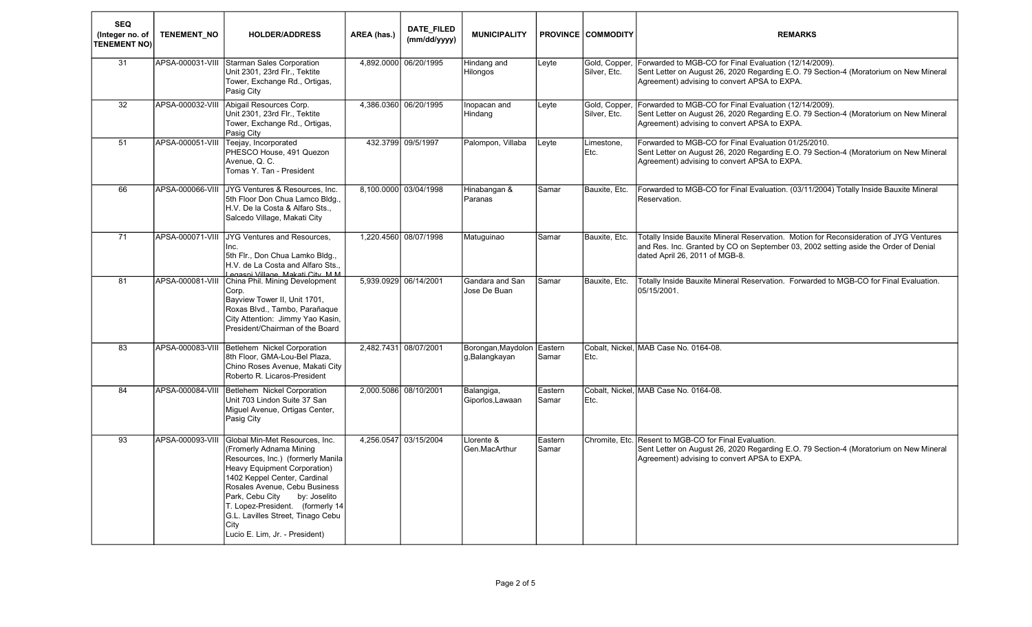| SEQ (Integer no. of TENEMENT NO) | TENEMENT_NO | HOLDER/ADDRESS | AREA (has.) | DATE_FILED (mm/dd/yyyy) | MUNICIPALITY | PROVINCE | COMMODITY | REMARKS |
|---|---|---|---|---|---|---|---|---|
| 31 | APSA-000031-VIII | Starman Sales Corporation Unit 2301, 23rd Flr., Tektite Tower, Exchange Rd., Ortigas, Pasig City | 4,892.0000 | 06/20/1995 | Hindang and Hilongos | Leyte | Gold, Copper, Silver, Etc. | Forwarded to MGB-CO for Final Evaluation (12/14/2009). Sent Letter on August 26, 2020 Regarding E.O. 79 Section-4 (Moratorium on New Mineral Agreement) advising to convert APSA to EXPA. |
| 32 | APSA-000032-VIII | Abigail Resources Corp. Unit 2301, 23rd Flr., Tektite Tower, Exchange Rd., Ortigas, Pasig City | 4,386.0360 | 06/20/1995 | Inopacan and Hindang | Leyte | Gold, Copper, Silver, Etc. | Forwarded to MGB-CO for Final Evaluation (12/14/2009). Sent Letter on August 26, 2020 Regarding E.O. 79 Section-4 (Moratorium on New Mineral Agreement) advising to convert APSA to EXPA. |
| 51 | APSA-000051-VIII | Teejay, Incorporated PHESCO House, 491 Quezon Avenue, Q. C. Tomas Y. Tan - President | 432.3799 | 09/5/1997 | Palompon, Villaba | Leyte | Limestone, Etc. | Forwarded to MGB-CO for Final Evaluation 01/25/2010. Sent Letter on August 26, 2020 Regarding E.O. 79 Section-4 (Moratorium on New Mineral Agreement) advising to convert APSA to EXPA. |
| 66 | APSA-000066-VIII | JYG Ventures & Resources, Inc. 5th Floor Don Chua Lamco Bldg., H.V. De la Costa & Alfaro Sts., Salcedo Village, Makati City | 8,100.0000 | 03/04/1998 | Hinabangan & Paranas | Samar | Bauxite, Etc. | Forwarded to MGB-CO for Final Evaluation. (03/11/2004) Totally Inside Bauxite Mineral Reservation. |
| 71 | APSA-000071-VIII | JYG Ventures and Resources, Inc. 5th Flr., Don Chua Lamko Bldg., H.V. de La Costa and Alfaro Sts., Legaspi Village, Makati City, M.M. | 1,220.4560 | 08/07/1998 | Matuguinao | Samar | Bauxite, Etc. | Totally Inside Bauxite Mineral Reservation. Motion for Reconsideration of JYG Ventures and Res. Inc. Granted by CO on September 03, 2002 setting aside the Order of Denial dated April 26, 2011 of MGB-8. |
| 81 | APSA-000081-VIII | China Phil. Mining Development Corp. Bayview Tower II, Unit 1701, Roxas Blvd., Tambo, Parañaque City Attention: Jimmy Yao Kasin, President/Chairman of the Board | 5,939.0929 | 06/14/2001 | Gandara and San Jose De Buan | Samar | Bauxite, Etc. | Totally Inside Bauxite Mineral Reservation. Forwarded to MGB-CO for Final Evaluation. 05/15/2001. |
| 83 | APSA-000083-VIII | Betlehem Nickel Corporation 8th Floor, GMA-Lou-Bel Plaza, Chino Roses Avenue, Makati City Roberto R. Licaros-President | 2,482.7431 | 08/07/2001 | Borongan,Maydolong,Balangkayan | Eastern Samar | Cobalt, Nickel, Etc. | MAB Case No. 0164-08. |
| 84 | APSA-000084-VIII | Betlehem Nickel Corporation Unit 703 Lindon Suite 37 San Miguel Avenue, Ortigas Center, Pasig City | 2,000.5086 | 08/10/2001 | Balangiga, Giporlos,Lawaan | Eastern Samar | Cobalt, Nickel, Etc. | MAB Case No. 0164-08. |
| 93 | APSA-000093-VIII | Global Min-Met Resources, Inc. (Fromerly Adnama Mining Resources, Inc.) (formerly Manila Heavy Equipment Corporation) 1402 Keppel Center, Cardinal Rosales Avenue, Cebu Business Park, Cebu City by: Joselito T. Lopez-President. (formerly 14 G.L. Lavilles Street, Tinago Cebu City Lucio E. Lim, Jr. - President) | 4,256.0547 | 03/15/2004 | Llorente & Gen.MacArthur | Eastern Samar | Chromite, Etc. | Resent to MGB-CO for Final Evaluation. Sent Letter on August 26, 2020 Regarding E.O. 79 Section-4 (Moratorium on New Mineral Agreement) advising to convert APSA to EXPA. |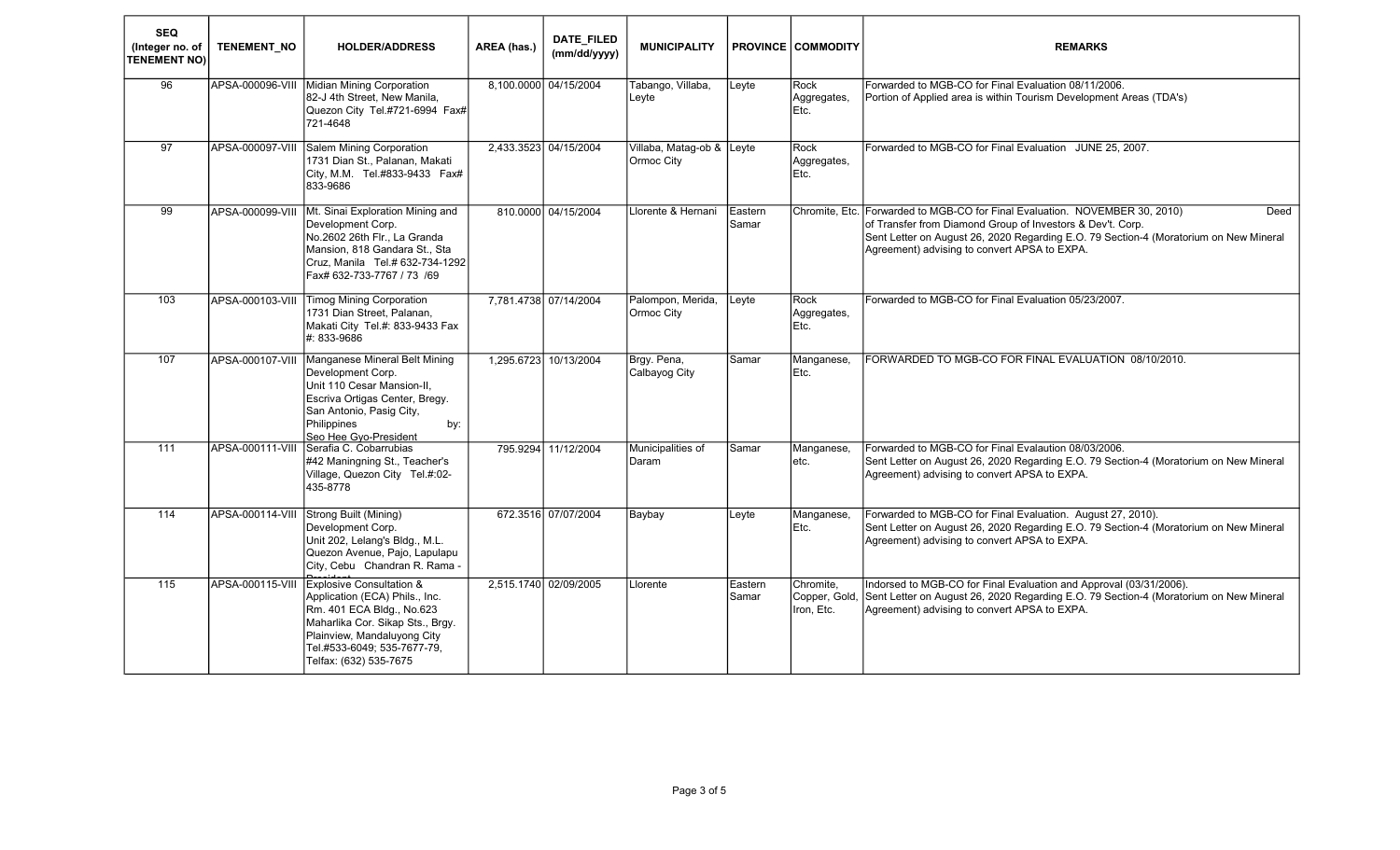| SEQ (Integer no. of TENEMENT NO) | TENEMENT_NO | HOLDER/ADDRESS | AREA (has.) | DATE_FILED (mm/dd/yyyy) | MUNICIPALITY | PROVINCE | COMMODITY | REMARKS |
|---|---|---|---|---|---|---|---|---|
| 96 | APSA-000096-VIII | Midian Mining Corporation 82-J 4th Street, New Manila, Quezon City Tel.#721-6994 Fax# 721-4648 | 8,100.0000 | 04/15/2004 | Tabango, Villaba, Leyte | Leyte | Rock Aggregates, Etc. | Forwarded to MGB-CO for Final Evaluation 08/11/2006. Portion of Applied area is within Tourism Development Areas (TDA's) |
| 97 | APSA-000097-VIII | Salem Mining Corporation 1731 Dian St., Palanan, Makati City, M.M. Tel.#833-9433 Fax# 833-9686 | 2,433.3523 | 04/15/2004 | Villaba, Matag-ob & Ormoc City | Leyte | Rock Aggregates, Etc. | Forwarded to MGB-CO for Final Evaluation JUNE 25, 2007. |
| 99 | APSA-000099-VIII | Mt. Sinai Exploration Mining and Development Corp. No.2602 26th Flr., La Granda Mansion, 818 Gandara St., Sta Cruz, Manila Tel.# 632-734-1292 Fax# 632-733-7767 / 73 /69 | 810.0000 | 04/15/2004 | Llorente & Hernani | Eastern Samar | Chromite, Etc. | Forwarded to MGB-CO for Final Evaluation. NOVEMBER 30, 2010) Deed of Transfer from Diamond Group of Investors & Dev't. Corp. Sent Letter on August 26, 2020 Regarding E.O. 79 Section-4 (Moratorium on New Mineral Agreement) advising to convert APSA to EXPA. |
| 103 | APSA-000103-VIII | Timog Mining Corporation 1731 Dian Street, Palanan, Makati City Tel.#: 833-9433 Fax #: 833-9686 | 7,781.4738 | 07/14/2004 | Palompon, Merida, Ormoc City | Leyte | Rock Aggregates, Etc. | Forwarded to MGB-CO for Final Evaluation 05/23/2007. |
| 107 | APSA-000107-VIII | Manganese Mineral Belt Mining Development Corp. Unit 110 Cesar Mansion-II, Escriva Ortigas Center, Bregy. San Antonio, Pasig City, Philippines by: Seo Hee Gyo-President | 1,295.6723 | 10/13/2004 | Brgy. Pena, Calbayog City | Samar | Manganese, Etc. | FORWARDED TO MGB-CO FOR FINAL EVALUATION 08/10/2010. |
| 111 | APSA-000111-VIII | Serafia C. Cobarrubias #42 Maningning St., Teacher's Village, Quezon City Tel.#:02-435-8778 | 795.9294 | 11/12/2004 | Municipalities of Daram | Samar | Manganese, etc. | Forwarded to MGB-CO for Final Evalaution 08/03/2006. Sent Letter on August 26, 2020 Regarding E.O. 79 Section-4 (Moratorium on New Mineral Agreement) advising to convert APSA to EXPA. |
| 114 | APSA-000114-VIII | Strong Built (Mining) Development Corp. Unit 202, Lelang's Bldg., M.L. Quezon Avenue, Pajo, Lapulapu City, Cebu Chandran R. Rama - President | 672.3516 | 07/07/2004 | Baybay | Leyte | Manganese, Etc. | Forwarded to MGB-CO for Final Evaluation. August 27, 2010). Sent Letter on August 26, 2020 Regarding E.O. 79 Section-4 (Moratorium on New Mineral Agreement) advising to convert APSA to EXPA. |
| 115 | APSA-000115-VIII | Explosive Consultation & Application (ECA) Phils., Inc. Rm. 401 ECA Bldg., No.623 Maharlika Cor. Sikap Sts., Brgy. Plainview, Mandaluyong City Tel.#533-6049; 535-7677-79, Telfax: (632) 535-7675 | 2,515.1740 | 02/09/2005 | Llorente | Eastern Samar | Chromite, Copper, Gold, Iron, Etc. | Indorsed to MGB-CO for Final Evaluation and Approval (03/31/2006). Sent Letter on August 26, 2020 Regarding E.O. 79 Section-4 (Moratorium on New Mineral Agreement) advising to convert APSA to EXPA. |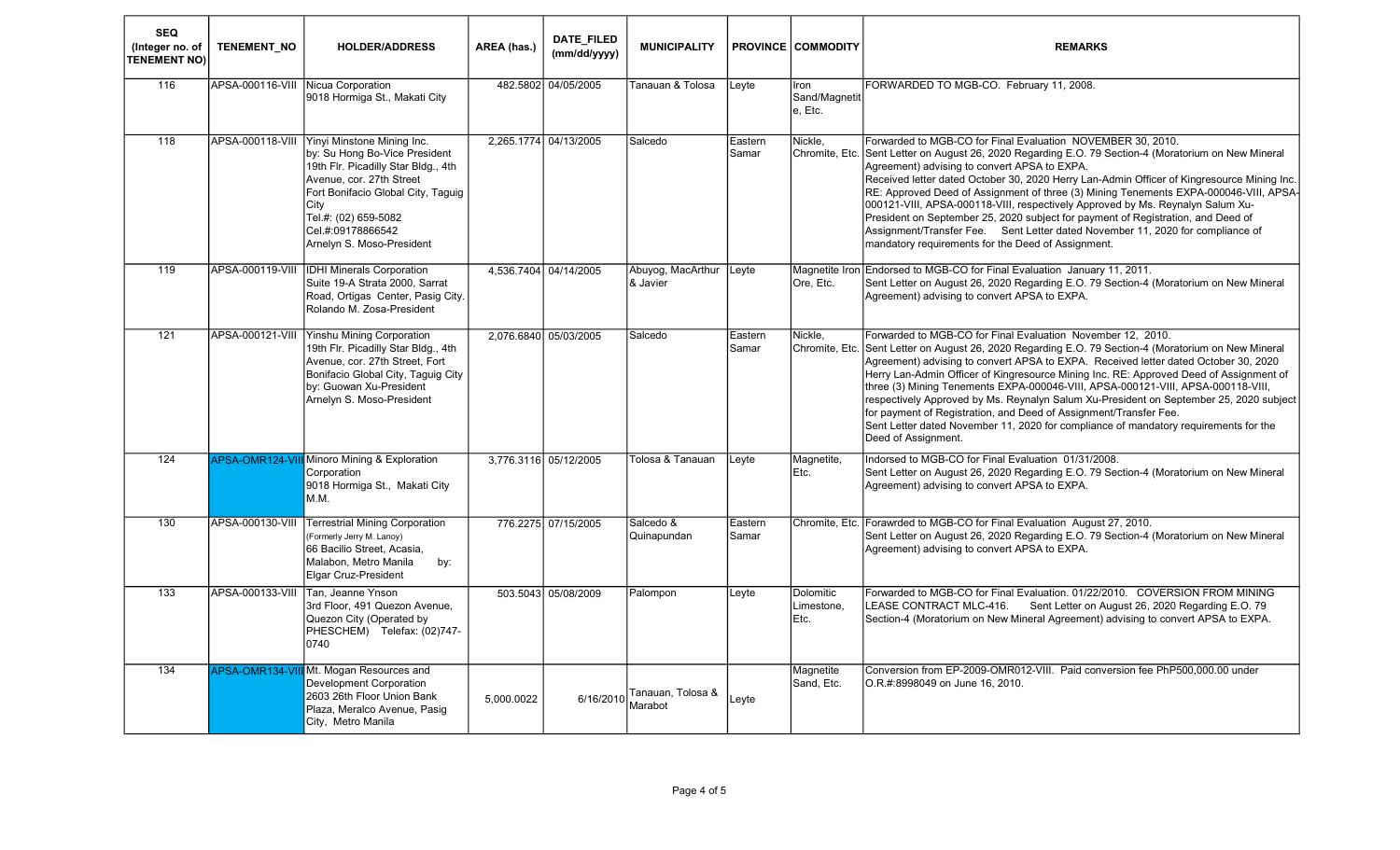| SEQ (Integer no. of TENEMENT NO) | TENEMENT_NO | HOLDER/ADDRESS | AREA (has.) | DATE_FILED (mm/dd/yyyy) | MUNICIPALITY | PROVINCE | COMMODITY | REMARKS |
|---|---|---|---|---|---|---|---|---|
| 116 | APSA-000116-VIII | Nicua Corporation 9018 Hormiga St., Makati City | 482.5802 | 04/05/2005 | Tanauan & Tolosa | Leyte | Iron Sand/Magnetite, Etc. | FORWARDED TO MGB-CO. February 11, 2008. |
| 118 | APSA-000118-VIII | Yinyi Minstone Mining Inc. by: Su Hong Bo-Vice President 19th Flr. Picadilly Star Bldg., 4th Avenue, cor. 27th Street Fort Bonifacio Global City, Taguig City Tel.#: (02) 659-5082 Cel.#:09178866542 Arnelyn S. Moso-President | 2,265.1774 | 04/13/2005 | Salcedo | Eastern Samar | Nickle, Chromite, Etc. | Forwarded to MGB-CO for Final Evaluation NOVEMBER 30, 2010. Sent Letter on August 26, 2020 Regarding E.O. 79 Section-4 (Moratorium on New Mineral Agreement) advising to convert APSA to EXPA. Received letter dated October 30, 2020 Herry Lan-Admin Officer of Kingresource Mining Inc. RE: Approved Deed of Assignment of three (3) Mining Tenements EXPA-000046-VIII, APSA-000121-VIII, APSA-000118-VIII, respectively Approved by Ms. Reynalyn Salum Xu-President on September 25, 2020 subject for payment of Registration, and Deed of Assignment/Transfer Fee. Sent Letter dated November 11, 2020 for compliance of mandatory requirements for the Deed of Assignment. |
| 119 | APSA-000119-VIII | IDHI Minerals Corporation Suite 19-A Strata 2000, Sarrat Road, Ortigas Center, Pasig City. Rolando M. Zosa-President | 4,536.7404 | 04/14/2005 | Abuyog, MacArthur & Javier | Leyte | Magnetite Iron Ore, Etc. | Endorsed to MGB-CO for Final Evaluation January 11, 2011. Sent Letter on August 26, 2020 Regarding E.O. 79 Section-4 (Moratorium on New Mineral Agreement) advising to convert APSA to EXPA. |
| 121 | APSA-000121-VIII | Yinshu Mining Corporation 19th Flr. Picadilly Star Bldg., 4th Avenue, cor. 27th Street, Fort Bonifacio Global City, Taguig City by: Guowan Xu-President Arnelyn S. Moso-President | 2,076.6840 | 05/03/2005 | Salcedo | Eastern Samar | Nickle, Chromite, Etc. | Forwarded to MGB-CO for Final Evaluation November 12, 2010. Sent Letter on August 26, 2020 Regarding E.O. 79 Section-4 (Moratorium on New Mineral Agreement) advising to convert APSA to EXPA. Received letter dated October 30, 2020 Herry Lan-Admin Officer of Kingresource Mining Inc. RE: Approved Deed of Assignment of three (3) Mining Tenements EXPA-000046-VIII, APSA-000121-VIII, APSA-000118-VIII, respectively Approved by Ms. Reynalyn Salum Xu-President on September 25, 2020 subject for payment of Registration, and Deed of Assignment/Transfer Fee. Sent Letter dated November 11, 2020 for compliance of mandatory requirements for the Deed of Assignment. |
| 124 | APSA-OMR124-VIII | Minoro Mining & Exploration Corporation 9018 Hormiga St., Makati City M.M. | 3,776.3116 | 05/12/2005 | Tolosa & Tanauan | Leyte | Magnetite, Etc. | Indorsed to MGB-CO for Final Evaluation 01/31/2008. Sent Letter on August 26, 2020 Regarding E.O. 79 Section-4 (Moratorium on New Mineral Agreement) advising to convert APSA to EXPA. |
| 130 | APSA-000130-VIII | Terrestrial Mining Corporation (Formerly Jerry M. Lanoy) 66 Bacilio Street, Acasia, Malabon, Metro Manila by: Elgar Cruz-President | 776.2275 | 07/15/2005 | Salcedo & Quinapundan | Eastern Samar | Chromite, Etc. | Forawrded to MGB-CO for Final Evaluation August 27, 2010. Sent Letter on August 26, 2020 Regarding E.O. 79 Section-4 (Moratorium on New Mineral Agreement) advising to convert APSA to EXPA. |
| 133 | APSA-000133-VIII | Tan, Jeanne Ynson 3rd Floor, 491 Quezon Avenue, Quezon City (Operated by PHESCHEM) Telefax: (02)747-0740 | 503.5043 | 05/08/2009 | Palompon | Leyte | Dolomitic Limestone, Etc. | Forwarded to MGB-CO for Final Evaluation. 01/22/2010. COVERSION FROM MINING LEASE CONTRACT MLC-416. Sent Letter on August 26, 2020 Regarding E.O. 79 Section-4 (Moratorium on New Mineral Agreement) advising to convert APSA to EXPA. |
| 134 | APSA-OMR134-VIII | Mt. Mogan Resources and Development Corporation 2603 26th Floor Union Bank Plaza, Meralco Avenue, Pasig City, Metro Manila | 5,000.0022 | 6/16/2010 | Tanauan, Tolosa & Marabot | Leyte | Magnetite Sand, Etc. | Conversion from EP-2009-OMR012-VIII. Paid conversion fee PhP500,000.00 under O.R.#:8998049 on June 16, 2010. |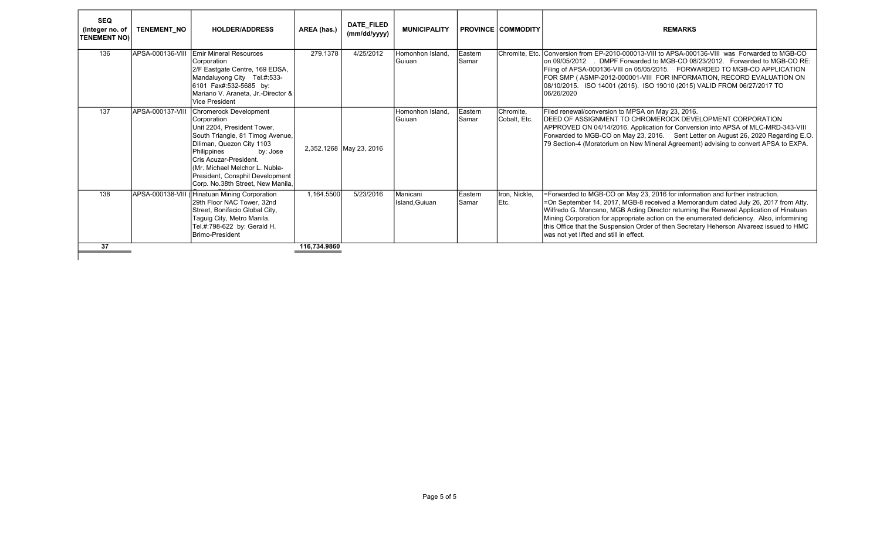| SEQ (Integer no. of TENEMENT NO) | TENEMENT_NO | HOLDER/ADDRESS | AREA (has.) | DATE_FILED (mm/dd/yyyy) | MUNICIPALITY | PROVINCE | COMMODITY | REMARKS |
|---|---|---|---|---|---|---|---|---|
| 136 | APSA-000136-VIII | Emir Mineral Resources Corporation 2/F Eastgate Centre, 169 EDSA, Mandaluyong City Tel.#:533-6101 Fax#:532-5685 by: Mariano V. Araneta, Jr.-Director & Vice President | 279.1378 | 4/25/2012 | Homonhon Island, Guiuan | Eastern Samar | Chromite, Etc. | Conversion from EP-2010-000013-VIII to APSA-000136-VIII was Forwarded to MGB-CO on 09/05/2012 . DMPF Forwarded to MGB-CO 08/23/2012. Forwarded to MGB-CO RE: Filing of APSA-000136-VIII on 05/05/2015. FORWARDED TO MGB-CO APPLICATION FOR SMP ( ASMP-2012-000001-VIII FOR INFORMATION, RECORD EVALUATION ON 08/10/2015. ISO 14001 (2015). ISO 19010 (2015) VALID FROM 06/27/2017 TO 06/26/2020 |
| 137 | APSA-000137-VIII | Chromerock Development Corporation Unit 2204, President Tower, South Triangle, 81 Timog Avenue, Diliman, Quezon City 1103 Philippines by: Jose Cris Acuzar-President. (Mr. Michael Melchor L. Nubla-President, Consphil Development Corp. No.38th Street, New Manila, | 2,352.1268 | May 23, 2016 | Homonhon Island, Guiuan | Eastern Samar | Chromite, Cobalt, Etc. | Filed renewal/conversion to MPSA on May 23, 2016. DEED OF ASSIGNMENT TO CHROMEROCK DEVELOPMENT CORPORATION APPROVED ON 04/14/2016. Application for Conversion into APSA of MLC-MRD-343-VIII Forwarded to MGB-CO on May 23, 2016. Sent Letter on August 26, 2020 Regarding E.O. 79 Section-4 (Moratorium on New Mineral Agreement) advising to convert APSA to EXPA. |
| 138 | APSA-000138-VIII | (Hinatuan Mining Corporation 29th Floor NAC Tower, 32nd Street, Bonifacio Global City, Taguig City, Metro Manila. Tel.#:798-622 by: Gerald H. Brimo-President | 1,164.5500 | 5/23/2016 | Manicani Island,Guiuan | Eastern Samar | Iron, Nickle, Etc. | =Forwarded to MGB-CO on May 23, 2016 for information and further instruction. =On September 14, 2017, MGB-8 received a Memorandum dated July 26, 2017 from Atty. Wilfredo G. Moncano, MGB Acting Director returning the Renewal Application of Hinatuan Mining Corporation for appropriate action on the enumerated deficiency. Also, informining this Office that the Suspension Order of then Secretary Heherson Alvareez issued to HMC was not yet lifted and still in effect. |
| **37** | | | **116,734.9860** | | | | | |